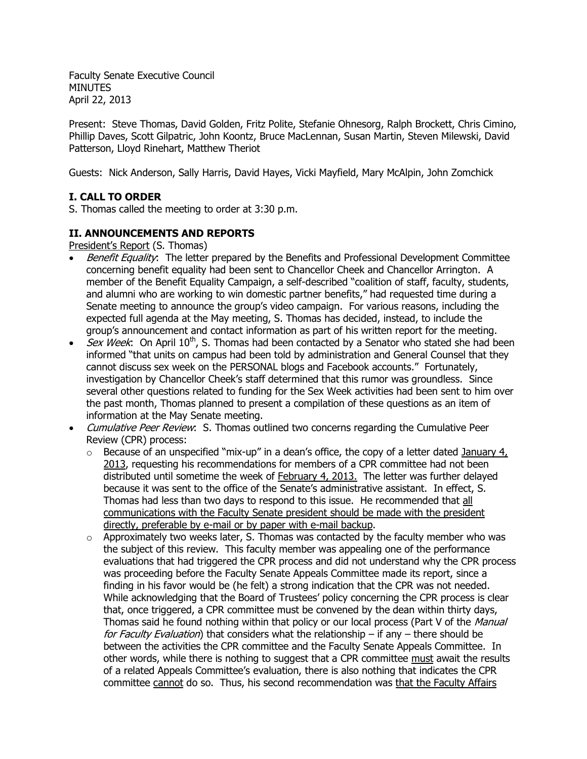Faculty Senate Executive Council
MINUTES
April 22, 2013

Present: Steve Thomas, David Golden, Fritz Polite, Stefanie Ohnesorg, Ralph Brockett, Chris Cimino, Phillip Daves, Scott Gilpatric, John Koontz, Bruce MacLennan, Susan Martin, Steven Milewski, David Patterson, Lloyd Rinehart, Matthew Theriot

Guests: Nick Anderson, Sally Harris, David Hayes, Vicki Mayfield, Mary McAlpin, John Zomchick

## I. CALL TO ORDER

S. Thomas called the meeting to order at 3:30 p.m.

## II. ANNOUNCEMENTS AND REPORTS

<u>President's Report</u> (S. Thomas)

- *Benefit Equality*: The letter prepared by the Benefits and Professional Development Committee concerning benefit equality had been sent to Chancellor Cheek and Chancellor Arrington. A member of the Benefit Equality Campaign, a self-described "coalition of staff, faculty, students, and alumni who are working to win domestic partner benefits," had requested time during a Senate meeting to announce the group's video campaign. For various reasons, including the expected full agenda at the May meeting, S. Thomas has decided, instead, to include the group's announcement and contact information as part of his written report for the meeting.
- *Sex Week*: On April 10th, S. Thomas had been contacted by a Senator who stated she had been informed "that units on campus had been told by administration and General Counsel that they cannot discuss sex week on the PERSONAL blogs and Facebook accounts." Fortunately, investigation by Chancellor Cheek's staff determined that this rumor was groundless. Since several other questions related to funding for the Sex Week activities had been sent to him over the past month, Thomas planned to present a compilation of these questions as an item of information at the May Senate meeting.
- *Cumulative Peer Review*: S. Thomas outlined two concerns regarding the Cumulative Peer Review (CPR) process:
  - Because of an unspecified "mix-up" in a dean's office, the copy of a letter dated <u>January 4, 2013</u>, requesting his recommendations for members of a CPR committee had not been distributed until sometime the week of <u>February 4, 2013.</u> The letter was further delayed because it was sent to the office of the Senate's administrative assistant. In effect, S. Thomas had less than two days to respond to this issue. He recommended that <u>all communications with the Faculty Senate president should be made with the president directly, preferable by e-mail or by paper with e-mail backup</u>.
  - Approximately two weeks later, S. Thomas was contacted by the faculty member who was the subject of this review. This faculty member was appealing one of the performance evaluations that had triggered the CPR process and did not understand why the CPR process was proceeding before the Faculty Senate Appeals Committee made its report, since a finding in his favor would be (he felt) a strong indication that the CPR was not needed. While acknowledging that the Board of Trustees' policy concerning the CPR process is clear that, once triggered, a CPR committee must be convened by the dean within thirty days, Thomas said he found nothing within that policy or our local process (Part V of the *Manual for Faculty Evaluation*) that considers what the relationship – if any – there should be between the activities the CPR committee and the Faculty Senate Appeals Committee. In other words, while there is nothing to suggest that a CPR committee <u>must</u> await the results of a related Appeals Committee's evaluation, there is also nothing that indicates the CPR committee <u>cannot</u> do so. Thus, his second recommendation was <u>that the Faculty Affairs</u>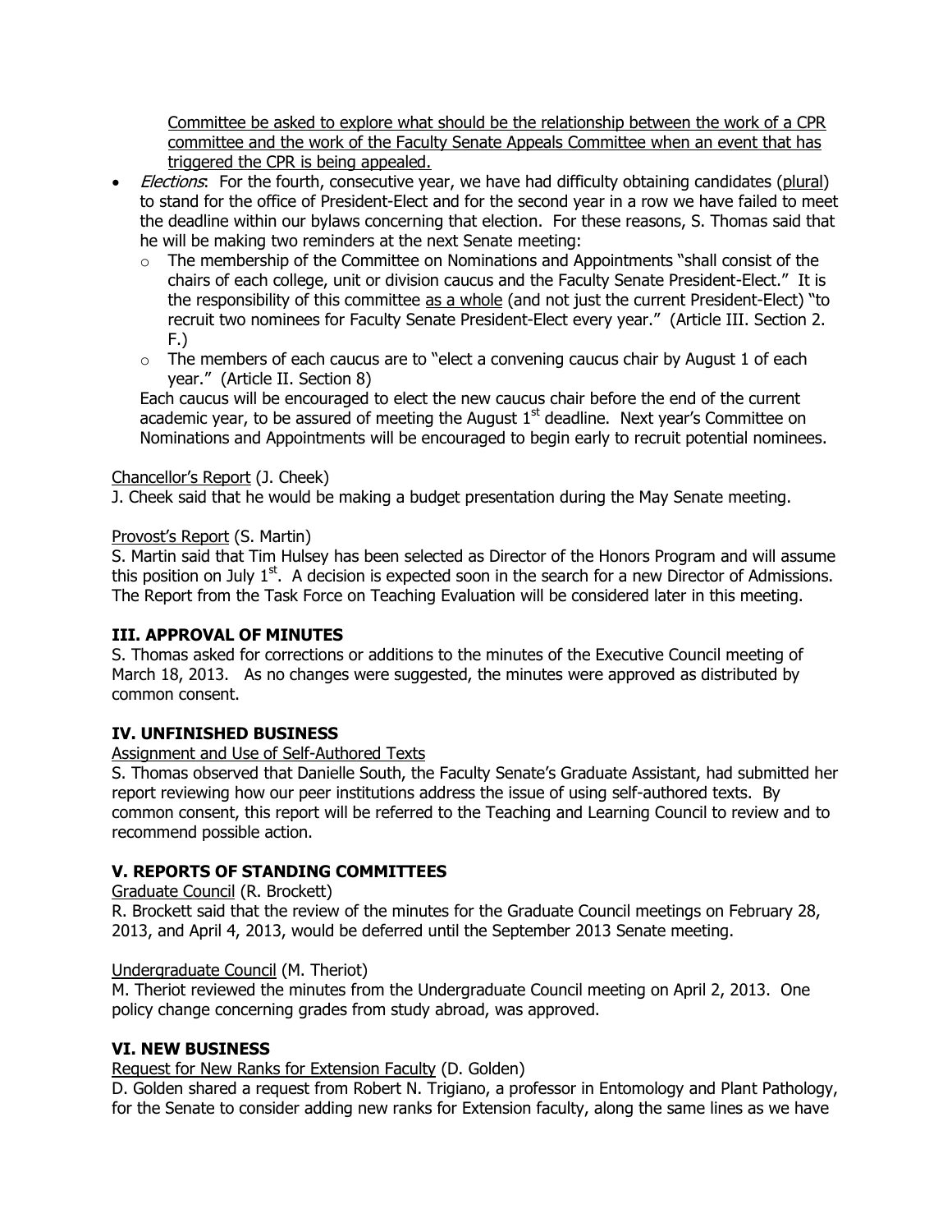Committee be asked to explore what should be the relationship between the work of a CPR committee and the work of the Faculty Senate Appeals Committee when an event that has triggered the CPR is being appealed.

- *Elections*: For the fourth, consecutive year, we have had difficulty obtaining candidates (plural) to stand for the office of President-Elect and for the second year in a row we have failed to meet the deadline within our bylaws concerning that election. For these reasons, S. Thomas said that he will be making two reminders at the next Senate meeting:
  - The membership of the Committee on Nominations and Appointments "shall consist of the chairs of each college, unit or division caucus and the Faculty Senate President-Elect." It is the responsibility of this committee as a whole (and not just the current President-Elect) "to recruit two nominees for Faculty Senate President-Elect every year." (Article III. Section 2. F.)
  - The members of each caucus are to "elect a convening caucus chair by August 1 of each year." (Article II. Section 8)

  Each caucus will be encouraged to elect the new caucus chair before the end of the current academic year, to be assured of meeting the August 1st deadline. Next year's Committee on Nominations and Appointments will be encouraged to begin early to recruit potential nominees.

Chancellor's Report (J. Cheek)
J. Cheek said that he would be making a budget presentation during the May Senate meeting.

Provost's Report (S. Martin)
S. Martin said that Tim Hulsey has been selected as Director of the Honors Program and will assume this position on July 1st. A decision is expected soon in the search for a new Director of Admissions. The Report from the Task Force on Teaching Evaluation will be considered later in this meeting.

## III. APPROVAL OF MINUTES

S. Thomas asked for corrections or additions to the minutes of the Executive Council meeting of March 18, 2013. As no changes were suggested, the minutes were approved as distributed by common consent.

## IV. UNFINISHED BUSINESS

Assignment and Use of Self-Authored Texts
S. Thomas observed that Danielle South, the Faculty Senate's Graduate Assistant, had submitted her report reviewing how our peer institutions address the issue of using self-authored texts. By common consent, this report will be referred to the Teaching and Learning Council to review and to recommend possible action.

## V. REPORTS OF STANDING COMMITTEES

Graduate Council (R. Brockett)
R. Brockett said that the review of the minutes for the Graduate Council meetings on February 28, 2013, and April 4, 2013, would be deferred until the September 2013 Senate meeting.

Undergraduate Council (M. Theriot)
M. Theriot reviewed the minutes from the Undergraduate Council meeting on April 2, 2013. One policy change concerning grades from study abroad, was approved.

## VI. NEW BUSINESS

Request for New Ranks for Extension Faculty (D. Golden)
D. Golden shared a request from Robert N. Trigiano, a professor in Entomology and Plant Pathology, for the Senate to consider adding new ranks for Extension faculty, along the same lines as we have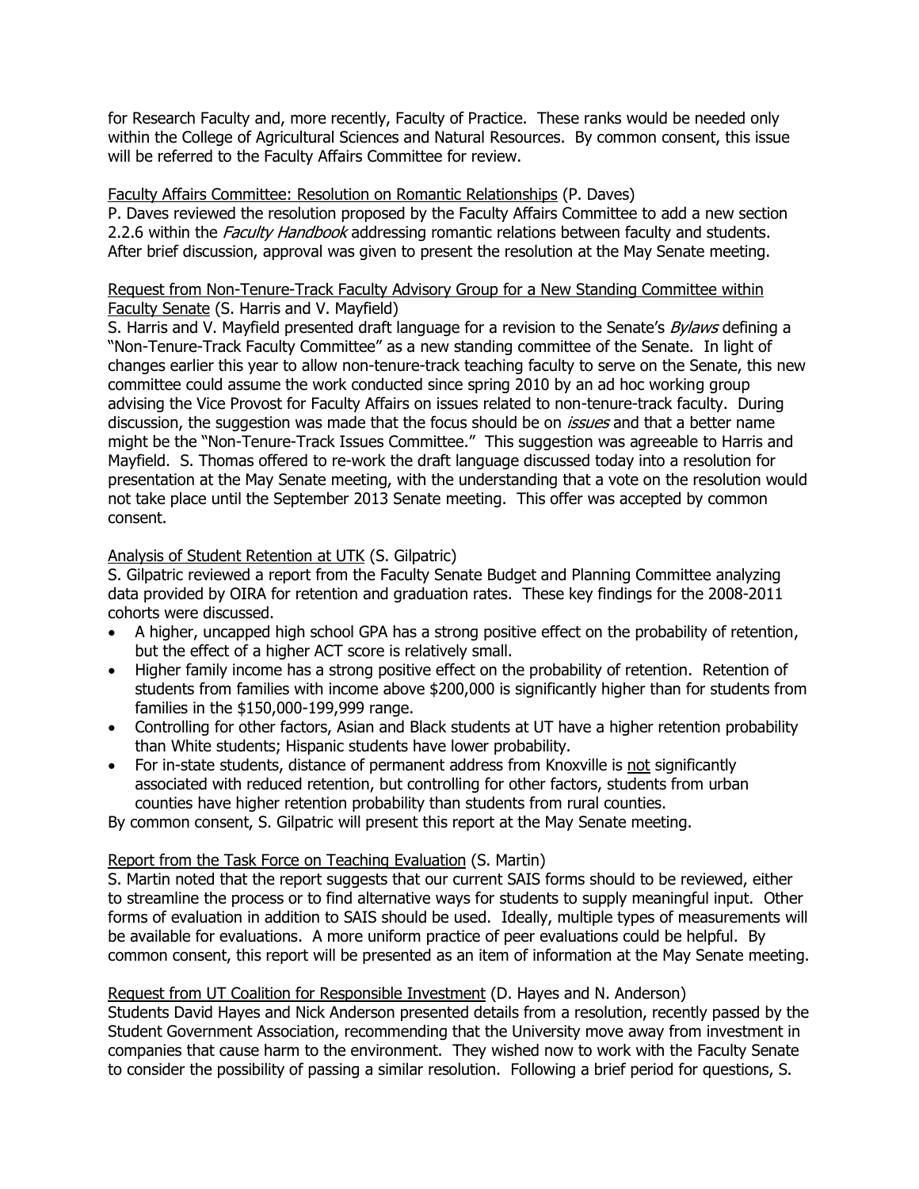for Research Faculty and, more recently, Faculty of Practice. These ranks would be needed only within the College of Agricultural Sciences and Natural Resources. By common consent, this issue will be referred to the Faculty Affairs Committee for review.

<u>Faculty Affairs Committee: Resolution on Romantic Relationships</u> (P. Daves)
P. Daves reviewed the resolution proposed by the Faculty Affairs Committee to add a new section 2.2.6 within the *Faculty Handbook* addressing romantic relations between faculty and students. After brief discussion, approval was given to present the resolution at the May Senate meeting.

<u>Request from Non-Tenure-Track Faculty Advisory Group for a New Standing Committee within Faculty Senate</u> (S. Harris and V. Mayfield)
S. Harris and V. Mayfield presented draft language for a revision to the Senate's *Bylaws* defining a "Non-Tenure-Track Faculty Committee" as a new standing committee of the Senate. In light of changes earlier this year to allow non-tenure-track teaching faculty to serve on the Senate, this new committee could assume the work conducted since spring 2010 by an ad hoc working group advising the Vice Provost for Faculty Affairs on issues related to non-tenure-track faculty. During discussion, the suggestion was made that the focus should be on *issues* and that a better name might be the "Non-Tenure-Track Issues Committee." This suggestion was agreeable to Harris and Mayfield. S. Thomas offered to re-work the draft language discussed today into a resolution for presentation at the May Senate meeting, with the understanding that a vote on the resolution would not take place until the September 2013 Senate meeting. This offer was accepted by common consent.

<u>Analysis of Student Retention at UTK</u> (S. Gilpatric)
S. Gilpatric reviewed a report from the Faculty Senate Budget and Planning Committee analyzing data provided by OIRA for retention and graduation rates. These key findings for the 2008-2011 cohorts were discussed.

- A higher, uncapped high school GPA has a strong positive effect on the probability of retention, but the effect of a higher ACT score is relatively small.
- Higher family income has a strong positive effect on the probability of retention. Retention of students from families with income above $200,000 is significantly higher than for students from families in the $150,000-199,999 range.
- Controlling for other factors, Asian and Black students at UT have a higher retention probability than White students; Hispanic students have lower probability.
- For in-state students, distance of permanent address from Knoxville is <u>not</u> significantly associated with reduced retention, but controlling for other factors, students from urban counties have higher retention probability than students from rural counties.

By common consent, S. Gilpatric will present this report at the May Senate meeting.

<u>Report from the Task Force on Teaching Evaluation</u> (S. Martin)
S. Martin noted that the report suggests that our current SAIS forms should to be reviewed, either to streamline the process or to find alternative ways for students to supply meaningful input. Other forms of evaluation in addition to SAIS should be used. Ideally, multiple types of measurements will be available for evaluations. A more uniform practice of peer evaluations could be helpful. By common consent, this report will be presented as an item of information at the May Senate meeting.

<u>Request from UT Coalition for Responsible Investment</u> (D. Hayes and N. Anderson)
Students David Hayes and Nick Anderson presented details from a resolution, recently passed by the Student Government Association, recommending that the University move away from investment in companies that cause harm to the environment. They wished now to work with the Faculty Senate to consider the possibility of passing a similar resolution. Following a brief period for questions, S.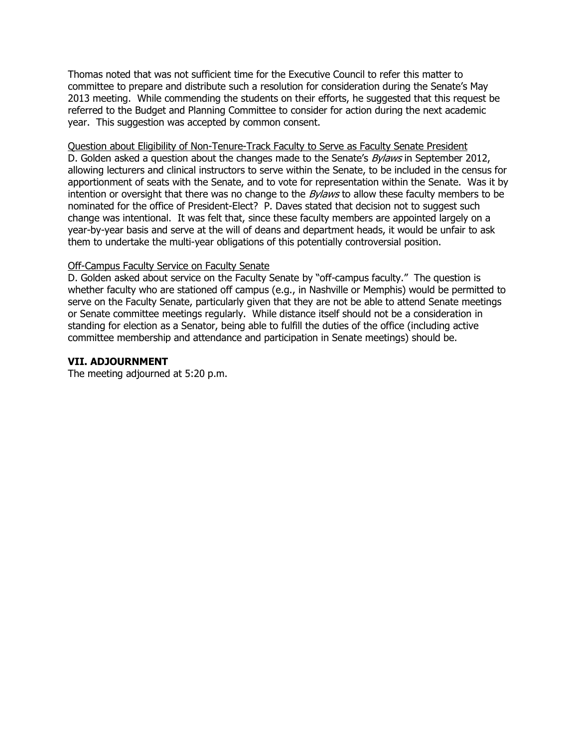Thomas noted that was not sufficient time for the Executive Council to refer this matter to committee to prepare and distribute such a resolution for consideration during the Senate's May 2013 meeting. While commending the students on their efforts, he suggested that this request be referred to the Budget and Planning Committee to consider for action during the next academic year. This suggestion was accepted by common consent.

Question about Eligibility of Non-Tenure-Track Faculty to Serve as Faculty Senate President

D. Golden asked a question about the changes made to the Senate's *Bylaws* in September 2012, allowing lecturers and clinical instructors to serve within the Senate, to be included in the census for apportionment of seats with the Senate, and to vote for representation within the Senate. Was it by intention or oversight that there was no change to the *Bylaws* to allow these faculty members to be nominated for the office of President-Elect? P. Daves stated that decision not to suggest such change was intentional. It was felt that, since these faculty members are appointed largely on a year-by-year basis and serve at the will of deans and department heads, it would be unfair to ask them to undertake the multi-year obligations of this potentially controversial position.

Off-Campus Faculty Service on Faculty Senate

D. Golden asked about service on the Faculty Senate by "off-campus faculty." The question is whether faculty who are stationed off campus (e.g., in Nashville or Memphis) would be permitted to serve on the Faculty Senate, particularly given that they are not be able to attend Senate meetings or Senate committee meetings regularly. While distance itself should not be a consideration in standing for election as a Senator, being able to fulfill the duties of the office (including active committee membership and attendance and participation in Senate meetings) should be.

**VII. ADJOURNMENT**

The meeting adjourned at 5:20 p.m.